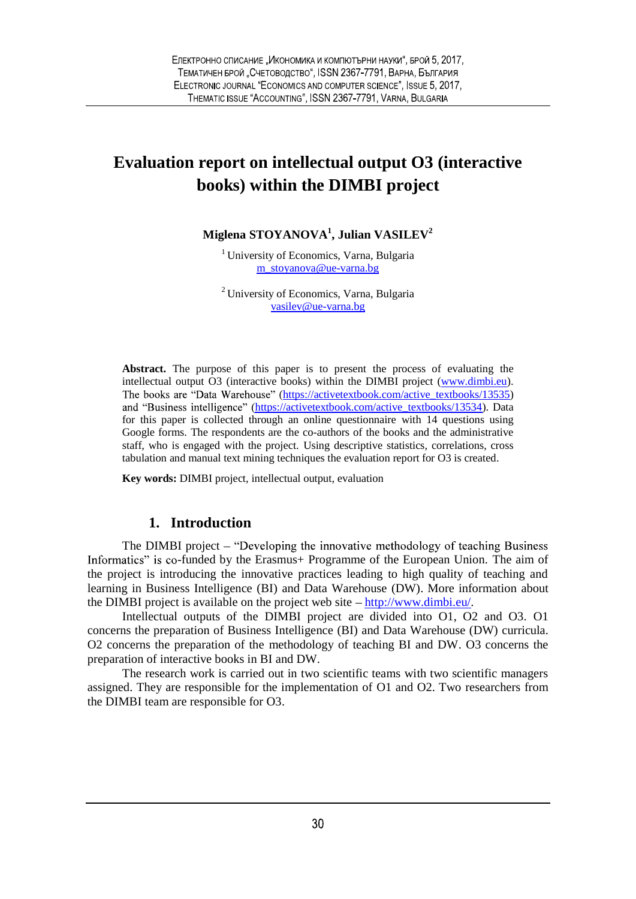# Evaluation report on intellectual output O3 (interactive books) within the DIMBI project

**Miglena STOYANOVA[1], Julian VASILEV[2]**

[1] University of Economics, Varna, Bulgaria
m_stoyanova@ue-varna.bg

[2] University of Economics, Varna, Bulgaria
vasilev@ue-varna.bg

**Abstract.** The purpose of this paper is to present the process of evaluating the intellectual output O3 (interactive books) within the DIMBI project (www.dimbi.eu). The books are "Data Warehouse" (https://activetextbook.com/active_textbooks/13535) and "Business intelligence" (https://activetextbook.com/active_textbooks/13534). Data for this paper is collected through an online questionnaire with 14 questions using Google forms. The respondents are the co-authors of the books and the administrative staff, who is engaged with the project. Using descriptive statistics, correlations, cross tabulation and manual text mining techniques the evaluation report for O3 is created.

**Key words:** DIMBI project, intellectual output, evaluation

## 1. Introduction

The DIMBI project – "Developing the innovative methodology of teaching Business Informatics" is co-funded by the Erasmus+ Programme of the European Union. The aim of the project is introducing the innovative practices leading to high quality of teaching and learning in Business Intelligence (BI) and Data Warehouse (DW). More information about the DIMBI project is available on the project web site – http://www.dimbi.eu/.

Intellectual outputs of the DIMBI project are divided into O1, O2 and O3. O1 concerns the preparation of Business Intelligence (BI) and Data Warehouse (DW) curricula. O2 concerns the preparation of the methodology of teaching BI and DW. O3 concerns the preparation of interactive books in BI and DW.

The research work is carried out in two scientific teams with two scientific managers assigned. They are responsible for the implementation of O1 and O2. Two researchers from the DIMBI team are responsible for O3.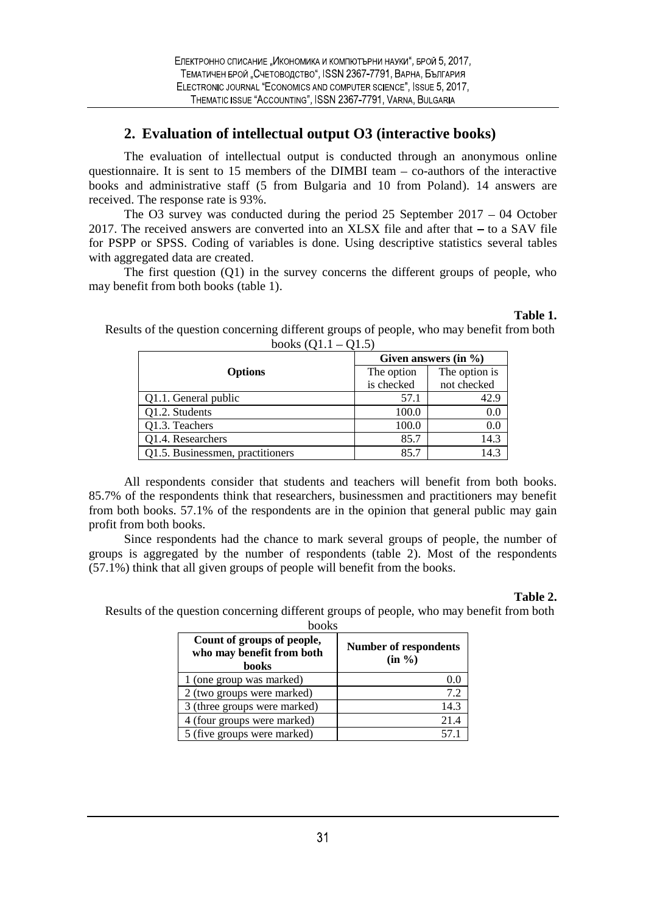## 2. Evaluation of intellectual output O3 (interactive books)

The evaluation of intellectual output is conducted through an anonymous online questionnaire. It is sent to 15 members of the DIMBI team – co-authors of the interactive books and administrative staff (5 from Bulgaria and 10 from Poland). 14 answers are received. The response rate is 93%.

The O3 survey was conducted during the period 25 September 2017 – 04 October 2017. The received answers are converted into an XLSX file and after that – to a SAV file for PSPP or SPSS. Coding of variables is done. Using descriptive statistics several tables with aggregated data are created.

The first question (Q1) in the survey concerns the different groups of people, who may benefit from both books (table 1).

**Table 1.**

Results of the question concerning different groups of people, who may benefit from both books (Q1.1 – Q1.5)

| Options | Given answers (in %) | |
|---|---|---|
| | The option is checked | The option is not checked |
| Q1.1. General public | 57.1 | 42.9 |
| Q1.2. Students | 100.0 | 0.0 |
| Q1.3. Teachers | 100.0 | 0.0 |
| Q1.4. Researchers | 85.7 | 14.3 |
| Q1.5. Businessmen, practitioners | 85.7 | 14.3 |

All respondents consider that students and teachers will benefit from both books. 85.7% of the respondents think that researchers, businessmen and practitioners may benefit from both books. 57.1% of the respondents are in the opinion that general public may gain profit from both books.

Since respondents had the chance to mark several groups of people, the number of groups is aggregated by the number of respondents (table 2). Most of the respondents (57.1%) think that all given groups of people will benefit from the books.

**Table 2.**

Results of the question concerning different groups of people, who may benefit from both books

| Count of groups of people, who may benefit from both books | Number of respondents (in %) |
|---|---|
| 1 (one group was marked) | 0.0 |
| 2 (two groups were marked) | 7.2 |
| 3 (three groups were marked) | 14.3 |
| 4 (four groups were marked) | 21.4 |
| 5 (five groups were marked) | 57.1 |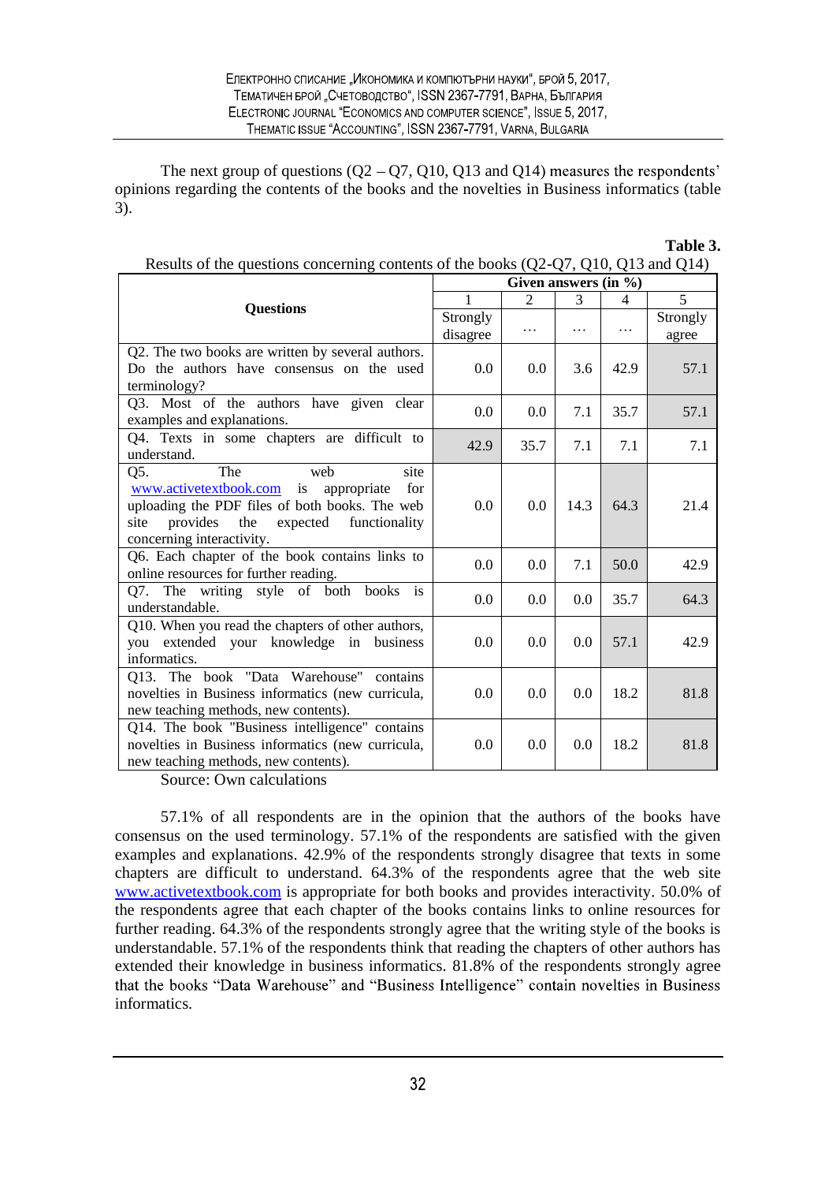The next group of questions (Q2 – Q7, Q10, Q13 and Q14) measures the respondents' opinions regarding the contents of the books and the novelties in Business informatics (table 3).

**Table 3.**

Results of the questions concerning contents of the books (Q2-Q7, Q10, Q13 and Q14)

| Questions | Given answers (in %) | | | | |
|---|---|---|---|---|---|
| | 1 | 2 | 3 | 4 | 5 |
| | Strongly disagree | … | … | … | Strongly agree |
| Q2. The two books are written by several authors. Do the authors have consensus on the used terminology? | 0.0 | 0.0 | 3.6 | 42.9 | 57.1 |
| Q3. Most of the authors have given clear examples and explanations. | 0.0 | 0.0 | 7.1 | 35.7 | 57.1 |
| Q4. Texts in some chapters are difficult to understand. | 42.9 | 35.7 | 7.1 | 7.1 | 7.1 |
| Q5. The web site www.activetextbook.com is appropriate for uploading the PDF files of both books. The web site provides the expected functionality concerning interactivity. | 0.0 | 0.0 | 14.3 | 64.3 | 21.4 |
| Q6. Each chapter of the book contains links to online resources for further reading. | 0.0 | 0.0 | 7.1 | 50.0 | 42.9 |
| Q7. The writing style of both books is understandable. | 0.0 | 0.0 | 0.0 | 35.7 | 64.3 |
| Q10. When you read the chapters of other authors, you extended your knowledge in business informatics. | 0.0 | 0.0 | 0.0 | 57.1 | 42.9 |
| Q13. The book "Data Warehouse" contains novelties in Business informatics (new curricula, new teaching methods, new contents). | 0.0 | 0.0 | 0.0 | 18.2 | 81.8 |
| Q14. The book "Business intelligence" contains novelties in Business informatics (new curricula, new teaching methods, new contents). | 0.0 | 0.0 | 0.0 | 18.2 | 81.8 |

Source: Own calculations

57.1% of all respondents are in the opinion that the authors of the books have consensus on the used terminology. 57.1% of the respondents are satisfied with the given examples and explanations. 42.9% of the respondents strongly disagree that texts in some chapters are difficult to understand. 64.3% of the respondents agree that the web site www.activetextbook.com is appropriate for both books and provides interactivity. 50.0% of the respondents agree that each chapter of the books contains links to online resources for further reading. 64.3% of the respondents strongly agree that the writing style of the books is understandable. 57.1% of the respondents think that reading the chapters of other authors has extended their knowledge in business informatics. 81.8% of the respondents strongly agree that the books "Data Warehouse" and "Business Intelligence" contain novelties in Business informatics.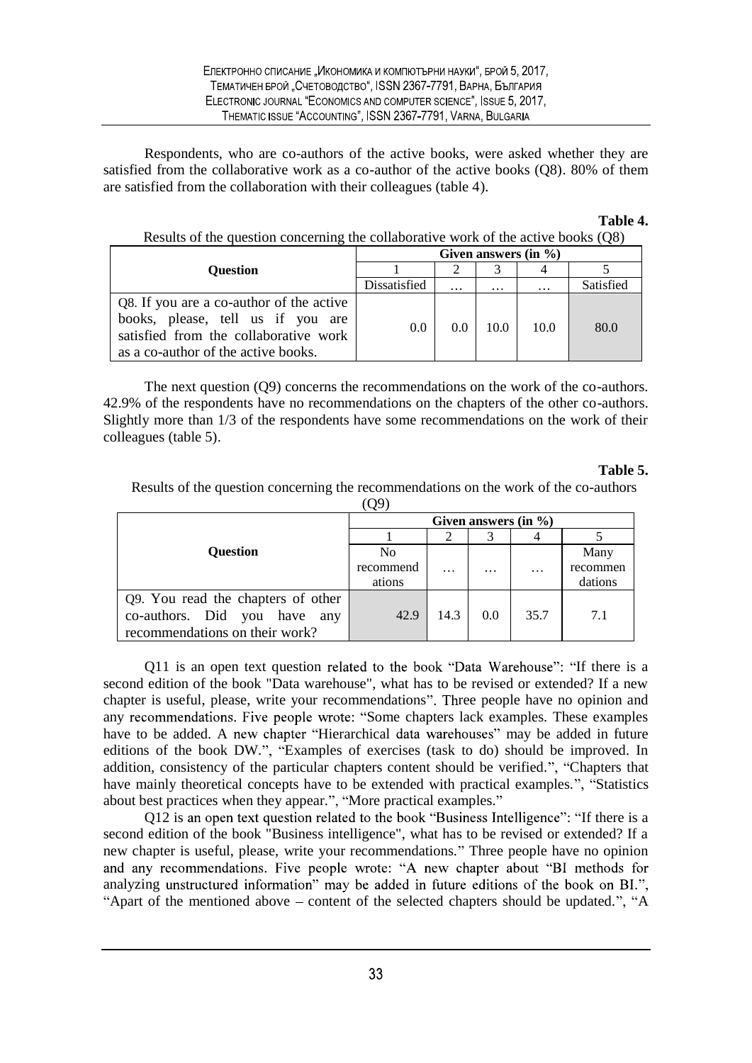Respondents, who are co-authors of the active books, were asked whether they are satisfied from the collaborative work as a co-author of the active books (Q8). 80% of them are satisfied from the collaboration with their colleagues (table 4).

**Table 4.**

Results of the question concerning the collaborative work of the active books (Q8)

| Question | Given answers (in %) | | | | |
|---|---|---|---|---|---|
| | 1 | 2 | 3 | 4 | 5 |
| | Dissatisfied | … | … | … | Satisfied |
| Q8. If you are a co-author of the active books, please, tell us if you are satisfied from the collaborative work as a co-author of the active books. | 0.0 | 0.0 | 10.0 | 10.0 | 80.0 |

The next question (Q9) concerns the recommendations on the work of the co-authors. 42.9% of the respondents have no recommendations on the chapters of the other co-authors. Slightly more than 1/3 of the respondents have some recommendations on the work of their colleagues (table 5).

**Table 5.**

Results of the question concerning the recommendations on the work of the co-authors (Q9)

| Question | Given answers (in %) | | | | |
|---|---|---|---|---|---|
| | 1 | 2 | 3 | 4 | 5 |
| | No recommendations | … | … | … | Many recommendations |
| Q9. You read the chapters of other co-authors. Did you have any recommendations on their work? | 42.9 | 14.3 | 0.0 | 35.7 | 7.1 |

Q11 is an open text question related to the book "Data Warehouse": "If there is a second edition of the book "Data warehouse", what has to be revised or extended? If a new chapter is useful, please, write your recommendations". Three people have no opinion and any recommendations. Five people wrote: "Some chapters lack examples. These examples have to be added. A new chapter "Hierarchical data warehouses" may be added in future editions of the book DW.", "Examples of exercises (task to do) should be improved. In addition, consistency of the particular chapters content should be verified.", "Chapters that have mainly theoretical concepts have to be extended with practical examples.", "Statistics about best practices when they appear.", "More practical examples."

Q12 is an open text question related to the book "Business Intelligence": "If there is a second edition of the book "Business intelligence", what has to be revised or extended? If a new chapter is useful, please, write your recommendations." Three people have no opinion and any recommendations. Five people wrote: "A new chapter about "BI methods for analyzing unstructured information" may be added in future editions of the book on BI.", "Apart of the mentioned above – content of the selected chapters should be updated.", "A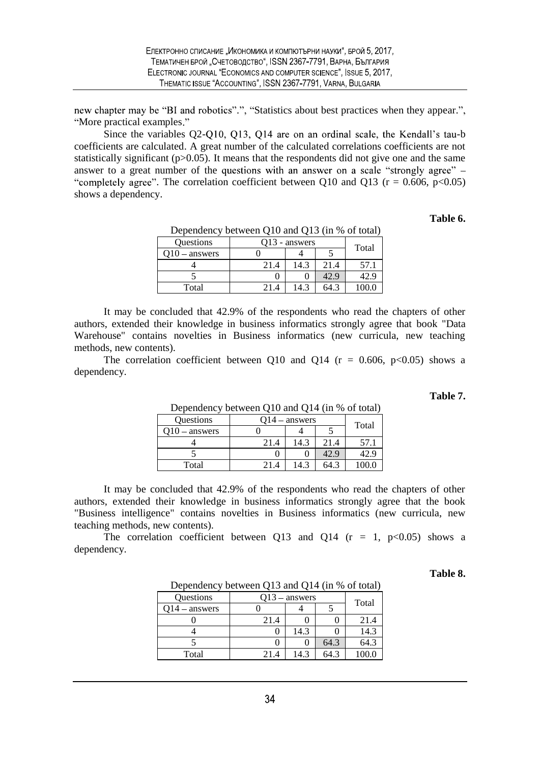new chapter may be "BI and robotics".", "Statistics about best practices when they appear.", "More practical examples."

Since the variables Q2-Q10, Q13, Q14 are on an ordinal scale, the Kendall's tau-b coefficients are calculated. A great number of the calculated correlations coefficients are not statistically significant ($p > 0.05$). It means that the respondents did not give one and the same answer to a great number of the questions with an answer on a scale "strongly agree" – "completely agree". The correlation coefficient between Q10 and Q13 ($r = 0.606$, $p < 0.05$) shows a dependency.

**Table 6.**

Dependency between Q10 and Q13 (in % of total)

| Questions | Q13 - answers | | | Total |
|---|---|---|---|---|
| Q10 – answers | 0 | 4 | 5 | |
| 4 | 21.4 | 14.3 | 21.4 | 57.1 |
| 5 | 0 | 0 | 42.9 | 42.9 |
| Total | 21.4 | 14.3 | 64.3 | 100.0 |

It may be concluded that 42.9% of the respondents who read the chapters of other authors, extended their knowledge in business informatics strongly agree that book "Data Warehouse" contains novelties in Business informatics (new curricula, new teaching methods, new contents).

The correlation coefficient between Q10 and Q14 ($r = 0.606$, $p < 0.05$) shows a dependency.

**Table 7.**

Dependency between Q10 and Q14 (in % of total)

| Questions | Q14 – answers | | | Total |
|---|---|---|---|---|
| Q10 – answers | 0 | 4 | 5 | |
| 4 | 21.4 | 14.3 | 21.4 | 57.1 |
| 5 | 0 | 0 | 42.9 | 42.9 |
| Total | 21.4 | 14.3 | 64.3 | 100.0 |

It may be concluded that 42.9% of the respondents who read the chapters of other authors, extended their knowledge in business informatics strongly agree that the book "Business intelligence" contains novelties in Business informatics (new curricula, new teaching methods, new contents).

The correlation coefficient between Q13 and Q14 ($r = 1$, $p < 0.05$) shows a dependency.

**Table 8.**

Dependency between Q13 and Q14 (in % of total)

| Questions | Q13 – answers | | | Total |
|---|---|---|---|---|
| Q14 – answers | 0 | 4 | 5 | |
| 0 | 21.4 | 0 | 0 | 21.4 |
| 4 | 0 | 14.3 | 0 | 14.3 |
| 5 | 0 | 0 | 64.3 | 64.3 |
| Total | 21.4 | 14.3 | 64.3 | 100.0 |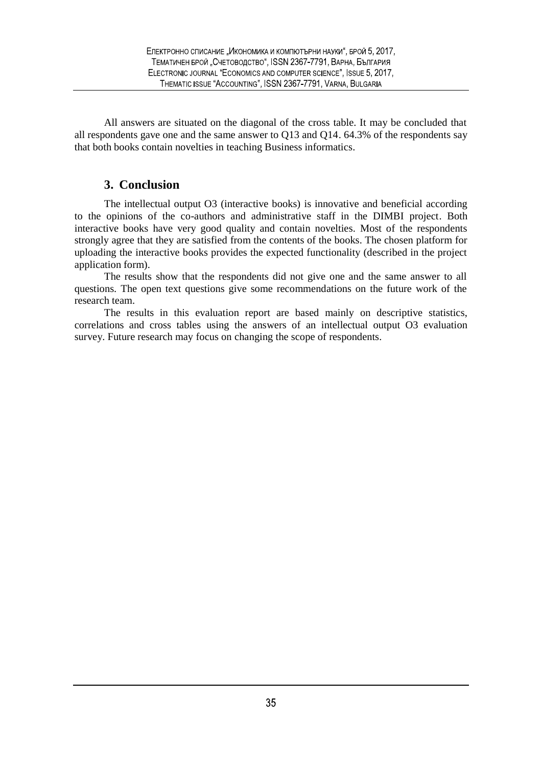All answers are situated on the diagonal of the cross table. It may be concluded that all respondents gave one and the same answer to Q13 and Q14. 64.3% of the respondents say that both books contain novelties in teaching Business informatics.

## 3. Conclusion

The intellectual output O3 (interactive books) is innovative and beneficial according to the opinions of the co-authors and administrative staff in the DIMBI project. Both interactive books have very good quality and contain novelties. Most of the respondents strongly agree that they are satisfied from the contents of the books. The chosen platform for uploading the interactive books provides the expected functionality (described in the project application form).

The results show that the respondents did not give one and the same answer to all questions. The open text questions give some recommendations on the future work of the research team.

The results in this evaluation report are based mainly on descriptive statistics, correlations and cross tables using the answers of an intellectual output O3 evaluation survey. Future research may focus on changing the scope of respondents.